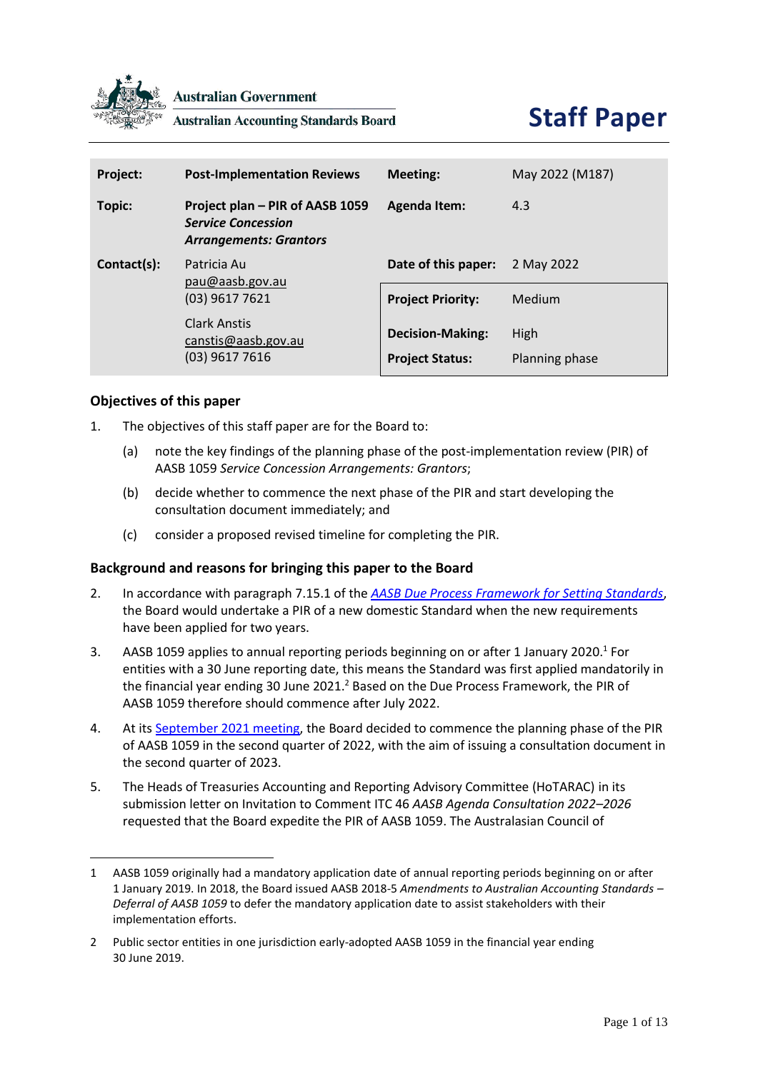Australian Government

Australian Accounting Standards Board

# Staff Paper

| | | | |
|---|---|---|---|
| **Project:** | **Post-Implementation Reviews** | **Meeting:** | May 2022 (M187) |
| **Topic:** | **Project plan – PIR of AASB 1059 *Service Concession Arrangements: Grantors*** | **Agenda Item:** | 4.3 |
| **Contact(s):** | Patricia Au<br>pau@aasb.gov.au<br>(03) 9617 7621<br><br>Clark Anstis<br>canstis@aasb.gov.au<br>(03) 9617 7616 | **Date of this paper:** | 2 May 2022 |
| | | **Project Priority:** | Medium |
| | | **Decision-Making:** | High |
| | | **Project Status:** | Planning phase |

## Objectives of this paper

1. The objectives of this staff paper are for the Board to:

   (a) note the key findings of the planning phase of the post-implementation review (PIR) of AASB 1059 *Service Concession Arrangements: Grantors*;

   (b) decide whether to commence the next phase of the PIR and start developing the consultation document immediately; and

   (c) consider a proposed revised timeline for completing the PIR.

## Background and reasons for bringing this paper to the Board

2. In accordance with paragraph 7.15.1 of the *AASB Due Process Framework for Setting Standards*, the Board would undertake a PIR of a new domestic Standard when the new requirements have been applied for two years.

3. AASB 1059 applies to annual reporting periods beginning on or after 1 January 2020.[1] For entities with a 30 June reporting date, this means the Standard was first applied mandatorily in the financial year ending 30 June 2021.[2] Based on the Due Process Framework, the PIR of AASB 1059 therefore should commence after July 2022.

4. At its September 2021 meeting, the Board decided to commence the planning phase of the PIR of AASB 1059 in the second quarter of 2022, with the aim of issuing a consultation document in the second quarter of 2023.

5. The Heads of Treasuries Accounting and Reporting Advisory Committee (HoTARAC) in its submission letter on Invitation to Comment ITC 46 *AASB Agenda Consultation 2022–2026* requested that the Board expedite the PIR of AASB 1059. The Australasian Council of

---

1 AASB 1059 originally had a mandatory application date of annual reporting periods beginning on or after 1 January 2019. In 2018, the Board issued AASB 2018-5 *Amendments to Australian Accounting Standards – Deferral of AASB 1059* to defer the mandatory application date to assist stakeholders with their implementation efforts.

2 Public sector entities in one jurisdiction early-adopted AASB 1059 in the financial year ending 30 June 2019.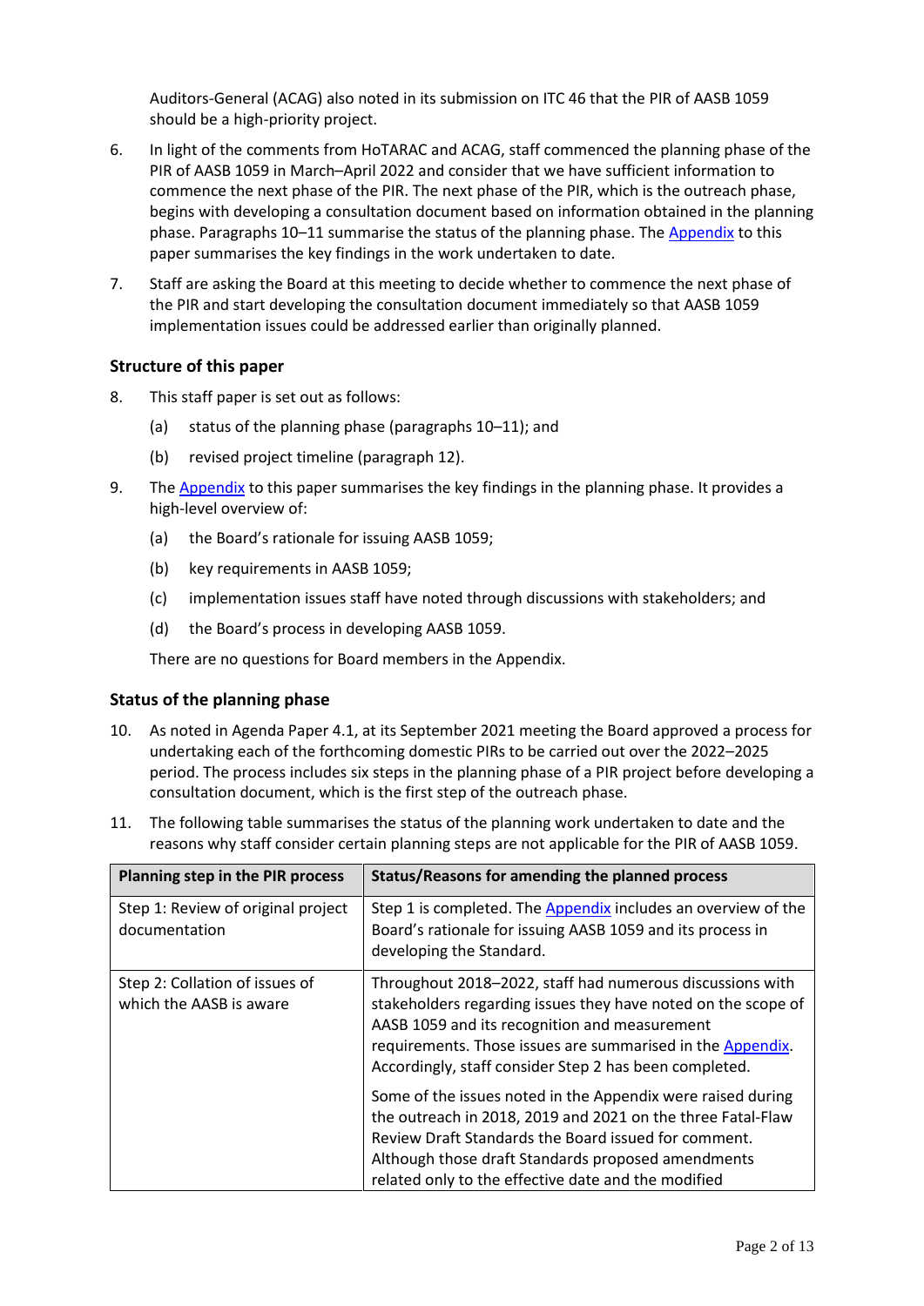Auditors-General (ACAG) also noted in its submission on ITC 46 that the PIR of AASB 1059 should be a high-priority project.

6. In light of the comments from HoTARAC and ACAG, staff commenced the planning phase of the PIR of AASB 1059 in March–April 2022 and consider that we have sufficient information to commence the next phase of the PIR. The next phase of the PIR, which is the outreach phase, begins with developing a consultation document based on information obtained in the planning phase. Paragraphs 10–11 summarise the status of the planning phase. The Appendix to this paper summarises the key findings in the work undertaken to date.

7. Staff are asking the Board at this meeting to decide whether to commence the next phase of the PIR and start developing the consultation document immediately so that AASB 1059 implementation issues could be addressed earlier than originally planned.

### Structure of this paper

8. This staff paper is set out as follows:
   - (a) status of the planning phase (paragraphs 10–11); and
   - (b) revised project timeline (paragraph 12).

9. The Appendix to this paper summarises the key findings in the planning phase. It provides a high-level overview of:
   - (a) the Board's rationale for issuing AASB 1059;
   - (b) key requirements in AASB 1059;
   - (c) implementation issues staff have noted through discussions with stakeholders; and
   - (d) the Board's process in developing AASB 1059.

   There are no questions for Board members in the Appendix.

### Status of the planning phase

10. As noted in Agenda Paper 4.1, at its September 2021 meeting the Board approved a process for undertaking each of the forthcoming domestic PIRs to be carried out over the 2022–2025 period. The process includes six steps in the planning phase of a PIR project before developing a consultation document, which is the first step of the outreach phase.

11. The following table summarises the status of the planning work undertaken to date and the reasons why staff consider certain planning steps are not applicable for the PIR of AASB 1059.

| Planning step in the PIR process | Status/Reasons for amending the planned process |
|---|---|
| Step 1: Review of original project documentation | Step 1 is completed. The Appendix includes an overview of the Board's rationale for issuing AASB 1059 and its process in developing the Standard. |
| Step 2: Collation of issues of which the AASB is aware | Throughout 2018–2022, staff had numerous discussions with stakeholders regarding issues they have noted on the scope of AASB 1059 and its recognition and measurement requirements. Those issues are summarised in the Appendix. Accordingly, staff consider Step 2 has been completed.<br><br>Some of the issues noted in the Appendix were raised during the outreach in 2018, 2019 and 2021 on the three Fatal-Flaw Review Draft Standards the Board issued for comment. Although those draft Standards proposed amendments related only to the effective date and the modified |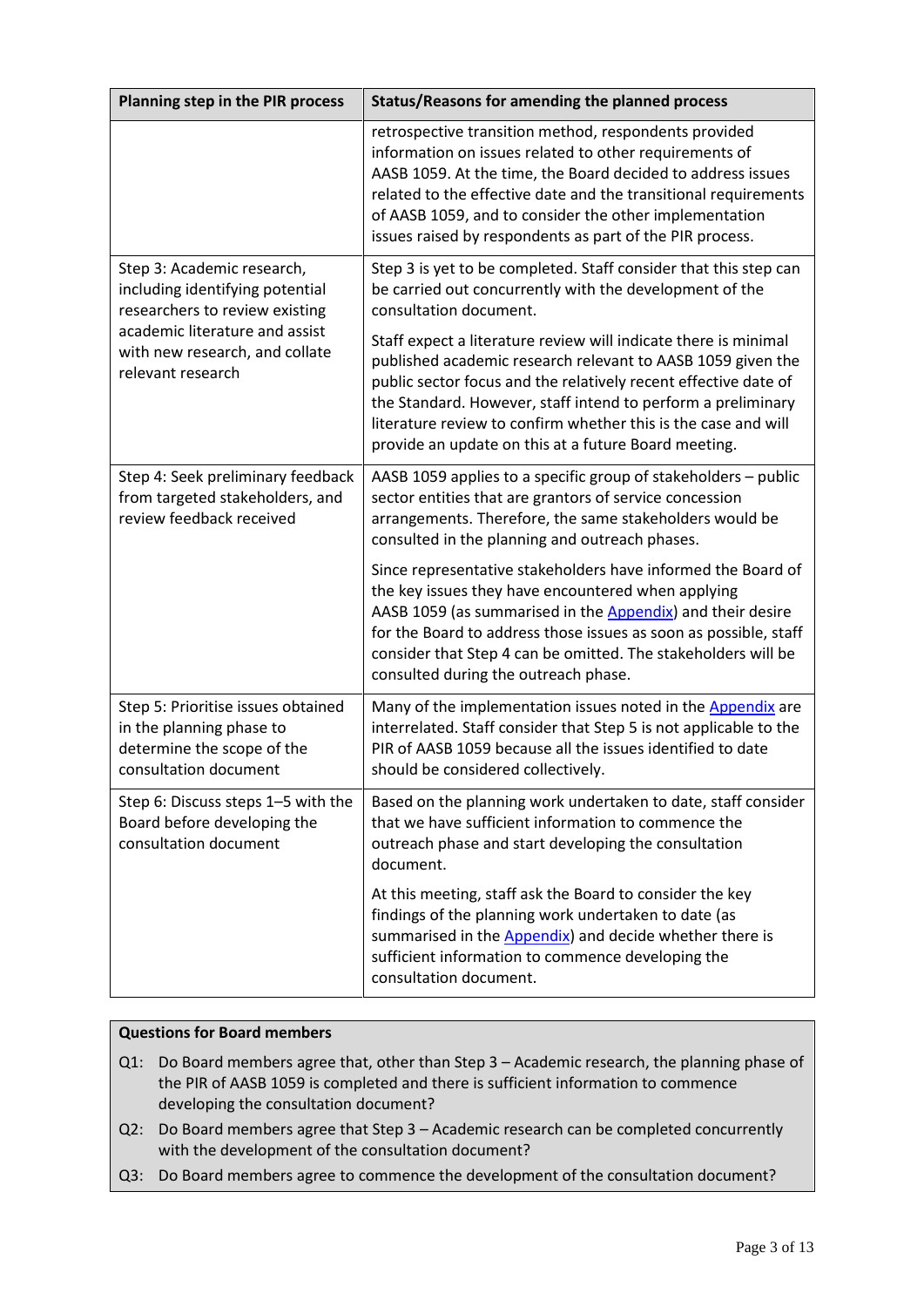| Planning step in the PIR process | Status/Reasons for amending the planned process |
|---|---|
| | retrospective transition method, respondents provided information on issues related to other requirements of AASB 1059. At the time, the Board decided to address issues related to the effective date and the transitional requirements of AASB 1059, and to consider the other implementation issues raised by respondents as part of the PIR process. |
| Step 3: Academic research, including identifying potential researchers to review existing academic literature and assist with new research, and collate relevant research | Step 3 is yet to be completed. Staff consider that this step can be carried out concurrently with the development of the consultation document.<br><br>Staff expect a literature review will indicate there is minimal published academic research relevant to AASB 1059 given the public sector focus and the relatively recent effective date of the Standard. However, staff intend to perform a preliminary literature review to confirm whether this is the case and will provide an update on this at a future Board meeting. |
| Step 4: Seek preliminary feedback from targeted stakeholders, and review feedback received | AASB 1059 applies to a specific group of stakeholders – public sector entities that are grantors of service concession arrangements. Therefore, the same stakeholders would be consulted in the planning and outreach phases.<br><br>Since representative stakeholders have informed the Board of the key issues they have encountered when applying AASB 1059 (as summarised in the Appendix) and their desire for the Board to address those issues as soon as possible, staff consider that Step 4 can be omitted. The stakeholders will be consulted during the outreach phase. |
| Step 5: Prioritise issues obtained in the planning phase to determine the scope of the consultation document | Many of the implementation issues noted in the Appendix are interrelated. Staff consider that Step 5 is not applicable to the PIR of AASB 1059 because all the issues identified to date should be considered collectively. |
| Step 6: Discuss steps 1–5 with the Board before developing the consultation document | Based on the planning work undertaken to date, staff consider that we have sufficient information to commence the outreach phase and start developing the consultation document.<br><br>At this meeting, staff ask the Board to consider the key findings of the planning work undertaken to date (as summarised in the Appendix) and decide whether there is sufficient information to commence developing the consultation document. |

**Questions for Board members**

Q1: Do Board members agree that, other than Step 3 – Academic research, the planning phase of the PIR of AASB 1059 is completed and there is sufficient information to commence developing the consultation document?

Q2: Do Board members agree that Step 3 – Academic research can be completed concurrently with the development of the consultation document?

Q3: Do Board members agree to commence the development of the consultation document?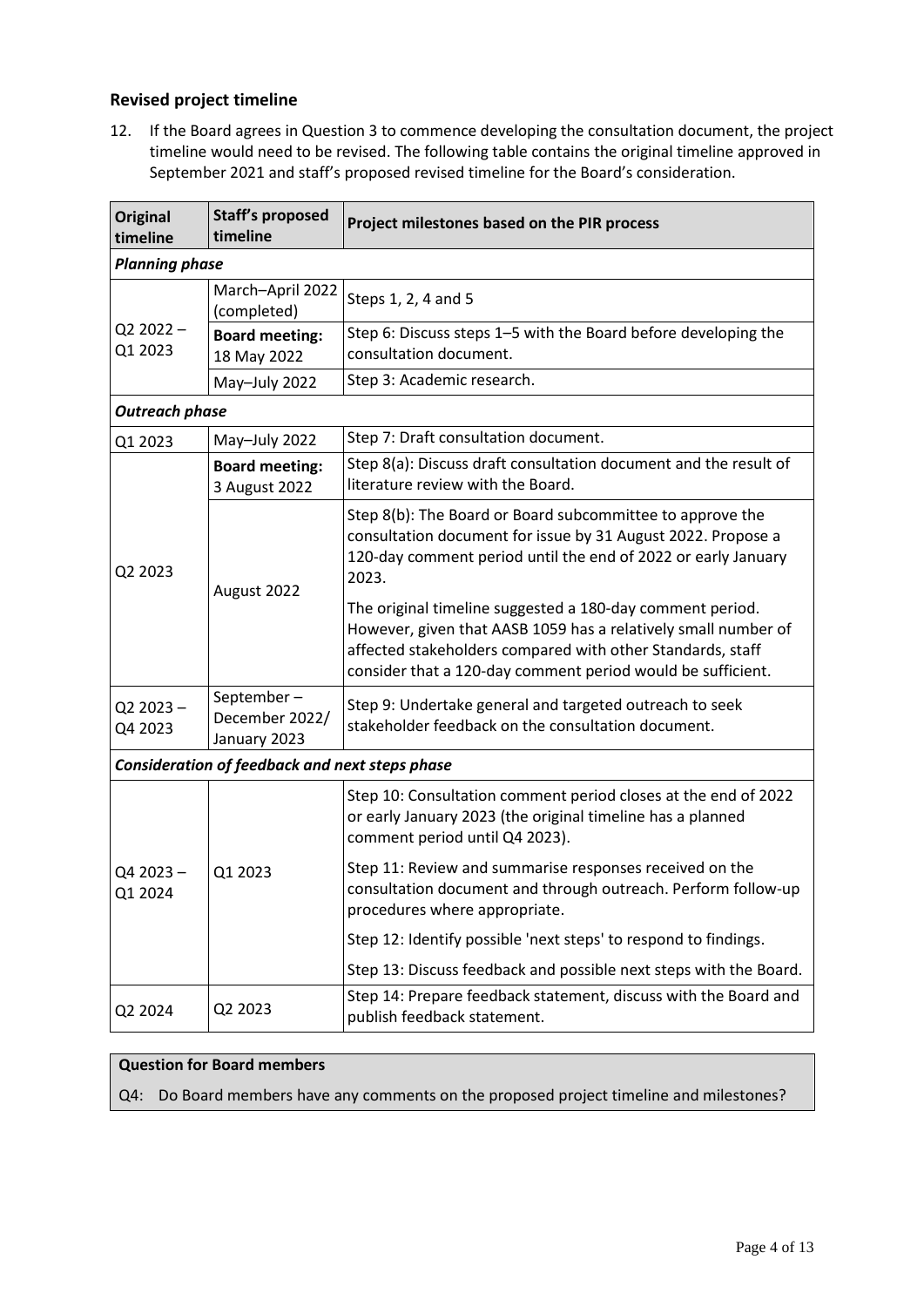## Revised project timeline

12. If the Board agrees in Question 3 to commence developing the consultation document, the project timeline would need to be revised. The following table contains the original timeline approved in September 2021 and staff's proposed revised timeline for the Board's consideration.

| Original timeline | Staff's proposed timeline | Project milestones based on the PIR process |
|---|---|---|
| ***Planning phase*** | | |
| Q2 2022 – Q1 2023 | March–April 2022 (completed) | Steps 1, 2, 4 and 5 |
| | **Board meeting:** 18 May 2022 | Step 6: Discuss steps 1–5 with the Board before developing the consultation document. |
| | May–July 2022 | Step 3: Academic research. |
| ***Outreach phase*** | | |
| Q1 2023 | May–July 2022 | Step 7: Draft consultation document. |
| Q2 2023 | **Board meeting:** 3 August 2022 | Step 8(a): Discuss draft consultation document and the result of literature review with the Board. |
| | August 2022 | Step 8(b): The Board or Board subcommittee to approve the consultation document for issue by 31 August 2022. Propose a 120-day comment period until the end of 2022 or early January 2023.<br><br>The original timeline suggested a 180-day comment period. However, given that AASB 1059 has a relatively small number of affected stakeholders compared with other Standards, staff consider that a 120-day comment period would be sufficient. |
| Q2 2023 – Q4 2023 | September – December 2022/ January 2023 | Step 9: Undertake general and targeted outreach to seek stakeholder feedback on the consultation document. |
| ***Consideration of feedback and next steps phase*** | | |
| Q4 2023 – Q1 2024 | Q1 2023 | Step 10: Consultation comment period closes at the end of 2022 or early January 2023 (the original timeline has a planned comment period until Q4 2023).<br><br>Step 11: Review and summarise responses received on the consultation document and through outreach. Perform follow-up procedures where appropriate.<br><br>Step 12: Identify possible 'next steps' to respond to findings.<br><br>Step 13: Discuss feedback and possible next steps with the Board. |
| Q2 2024 | Q2 2023 | Step 14: Prepare feedback statement, discuss with the Board and publish feedback statement. |

**Question for Board members**

Q4: Do Board members have any comments on the proposed project timeline and milestones?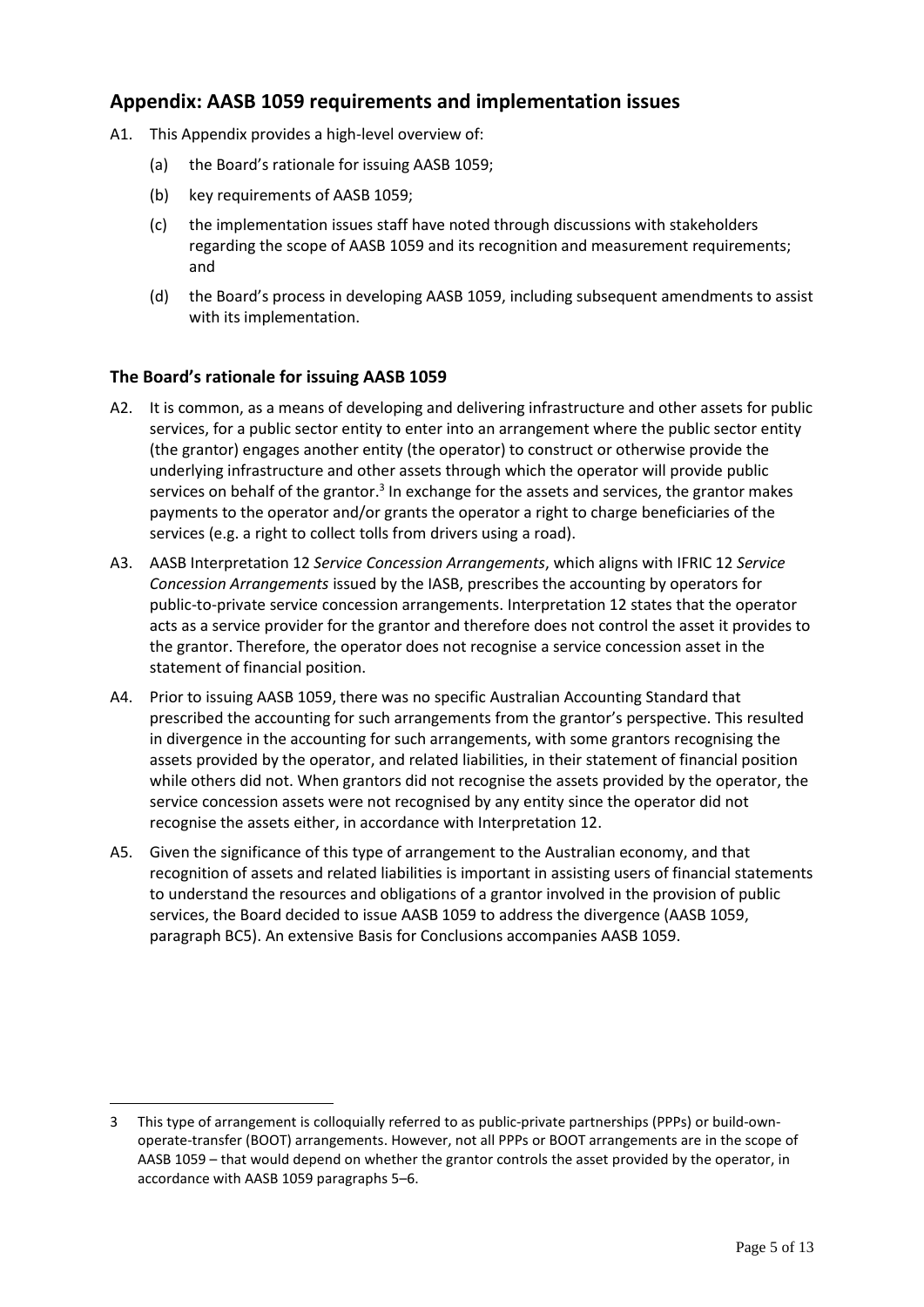## Appendix: AASB 1059 requirements and implementation issues

A1. This Appendix provides a high-level overview of:

(a) the Board's rationale for issuing AASB 1059;

(b) key requirements of AASB 1059;

(c) the implementation issues staff have noted through discussions with stakeholders regarding the scope of AASB 1059 and its recognition and measurement requirements; and

(d) the Board's process in developing AASB 1059, including subsequent amendments to assist with its implementation.

### The Board's rationale for issuing AASB 1059

A2. It is common, as a means of developing and delivering infrastructure and other assets for public services, for a public sector entity to enter into an arrangement where the public sector entity (the grantor) engages another entity (the operator) to construct or otherwise provide the underlying infrastructure and other assets through which the operator will provide public services on behalf of the grantor.[3] In exchange for the assets and services, the grantor makes payments to the operator and/or grants the operator a right to charge beneficiaries of the services (e.g. a right to collect tolls from drivers using a road).

A3. AASB Interpretation 12 *Service Concession Arrangements*, which aligns with IFRIC 12 *Service Concession Arrangements* issued by the IASB, prescribes the accounting by operators for public-to-private service concession arrangements. Interpretation 12 states that the operator acts as a service provider for the grantor and therefore does not control the asset it provides to the grantor. Therefore, the operator does not recognise a service concession asset in the statement of financial position.

A4. Prior to issuing AASB 1059, there was no specific Australian Accounting Standard that prescribed the accounting for such arrangements from the grantor's perspective. This resulted in divergence in the accounting for such arrangements, with some grantors recognising the assets provided by the operator, and related liabilities, in their statement of financial position while others did not. When grantors did not recognise the assets provided by the operator, the service concession assets were not recognised by any entity since the operator did not recognise the assets either, in accordance with Interpretation 12.

A5. Given the significance of this type of arrangement to the Australian economy, and that recognition of assets and related liabilities is important in assisting users of financial statements to understand the resources and obligations of a grantor involved in the provision of public services, the Board decided to issue AASB 1059 to address the divergence (AASB 1059, paragraph BC5). An extensive Basis for Conclusions accompanies AASB 1059.

---

3 This type of arrangement is colloquially referred to as public-private partnerships (PPPs) or build-own-operate-transfer (BOOT) arrangements. However, not all PPPs or BOOT arrangements are in the scope of AASB 1059 – that would depend on whether the grantor controls the asset provided by the operator, in accordance with AASB 1059 paragraphs 5–6.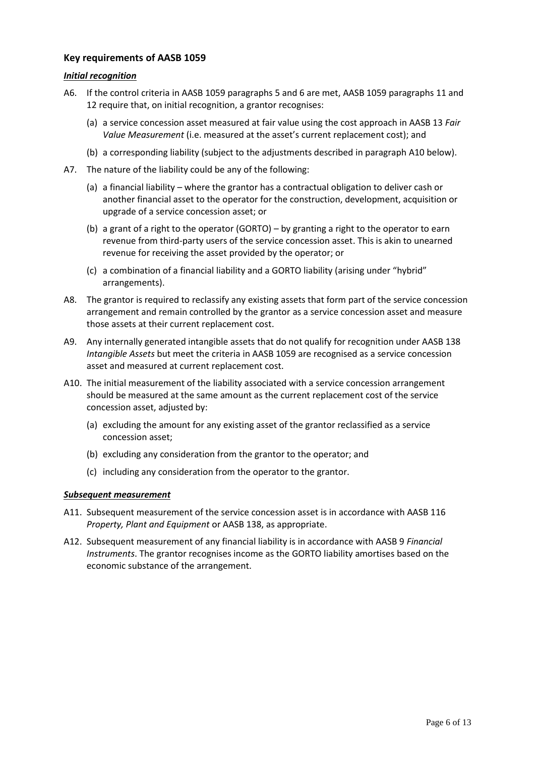## Key requirements of AASB 1059

### *Initial recognition*

A6. If the control criteria in AASB 1059 paragraphs 5 and 6 are met, AASB 1059 paragraphs 11 and 12 require that, on initial recognition, a grantor recognises:

(a) a service concession asset measured at fair value using the cost approach in AASB 13 *Fair Value Measurement* (i.e. measured at the asset's current replacement cost); and

(b) a corresponding liability (subject to the adjustments described in paragraph A10 below).

A7. The nature of the liability could be any of the following:

(a) a financial liability – where the grantor has a contractual obligation to deliver cash or another financial asset to the operator for the construction, development, acquisition or upgrade of a service concession asset; or

(b) a grant of a right to the operator (GORTO) – by granting a right to the operator to earn revenue from third-party users of the service concession asset. This is akin to unearned revenue for receiving the asset provided by the operator; or

(c) a combination of a financial liability and a GORTO liability (arising under "hybrid" arrangements).

A8. The grantor is required to reclassify any existing assets that form part of the service concession arrangement and remain controlled by the grantor as a service concession asset and measure those assets at their current replacement cost.

A9. Any internally generated intangible assets that do not qualify for recognition under AASB 138 *Intangible Assets* but meet the criteria in AASB 1059 are recognised as a service concession asset and measured at current replacement cost.

A10. The initial measurement of the liability associated with a service concession arrangement should be measured at the same amount as the current replacement cost of the service concession asset, adjusted by:

(a) excluding the amount for any existing asset of the grantor reclassified as a service concession asset;

(b) excluding any consideration from the grantor to the operator; and

(c) including any consideration from the operator to the grantor.

### *Subsequent measurement*

A11. Subsequent measurement of the service concession asset is in accordance with AASB 116 *Property, Plant and Equipment* or AASB 138, as appropriate.

A12. Subsequent measurement of any financial liability is in accordance with AASB 9 *Financial Instruments*. The grantor recognises income as the GORTO liability amortises based on the economic substance of the arrangement.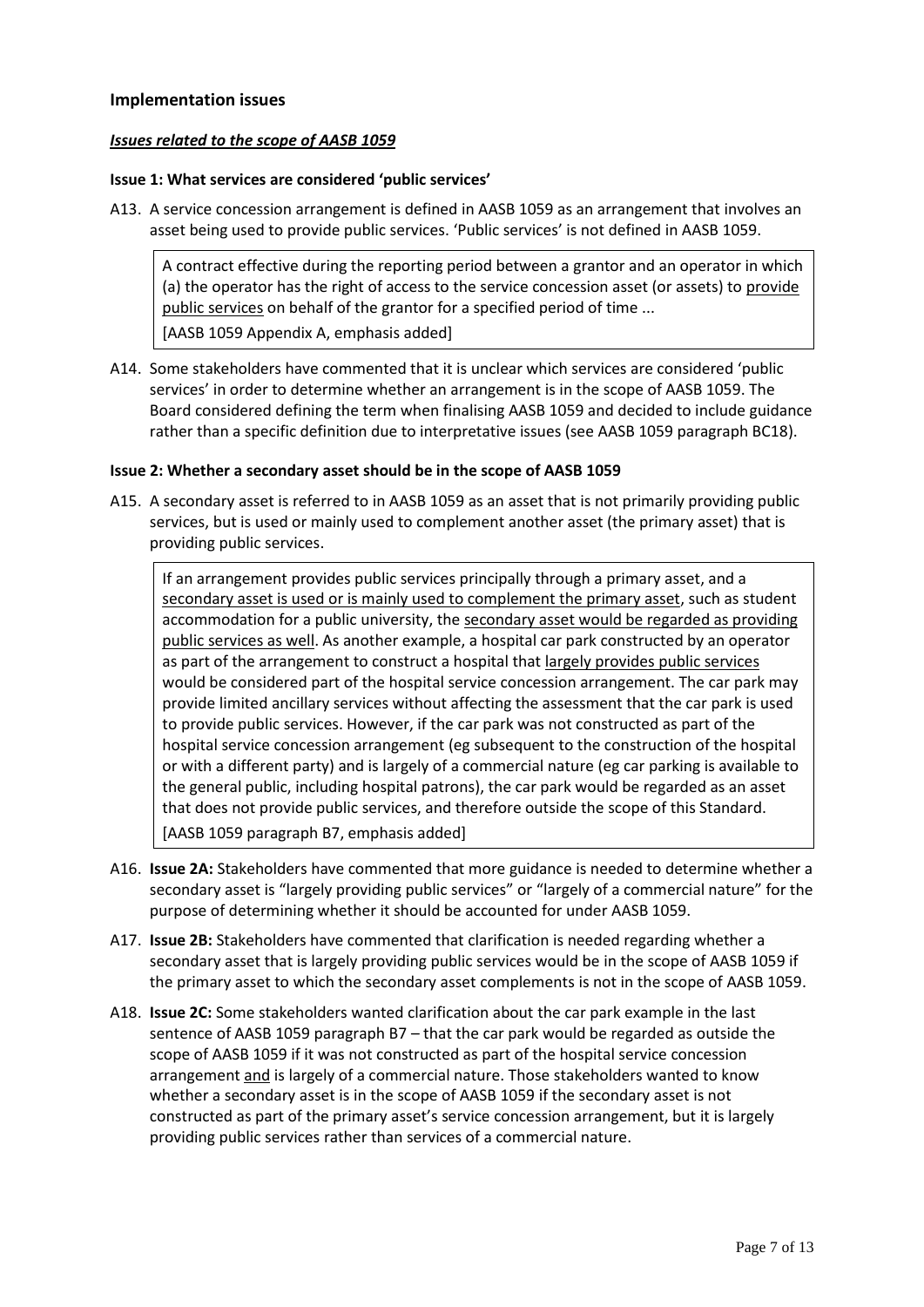## Implementation issues

### *Issues related to the scope of AASB 1059*

#### Issue 1: What services are considered 'public services'

A13. A service concession arrangement is defined in AASB 1059 as an arrangement that involves an asset being used to provide public services. 'Public services' is not defined in AASB 1059.

> A contract effective during the reporting period between a grantor and an operator in which (a) the operator has the right of access to the service concession asset (or assets) to <u>provide public services</u> on behalf of the grantor for a specified period of time ...
>
> [AASB 1059 Appendix A, emphasis added]

A14. Some stakeholders have commented that it is unclear which services are considered 'public services' in order to determine whether an arrangement is in the scope of AASB 1059. The Board considered defining the term when finalising AASB 1059 and decided to include guidance rather than a specific definition due to interpretative issues (see AASB 1059 paragraph BC18).

#### Issue 2: Whether a secondary asset should be in the scope of AASB 1059

A15. A secondary asset is referred to in AASB 1059 as an asset that is not primarily providing public services, but is used or mainly used to complement another asset (the primary asset) that is providing public services.

> If an arrangement provides public services principally through a primary asset, and a <u>secondary asset is used or is mainly used to complement the primary asset</u>, such as student accommodation for a public university, the <u>secondary asset would be regarded as providing public services as well</u>. As another example, a hospital car park constructed by an operator as part of the arrangement to construct a hospital that <u>largely provides public services</u> would be considered part of the hospital service concession arrangement. The car park may provide limited ancillary services without affecting the assessment that the car park is used to provide public services. However, if the car park was not constructed as part of the hospital service concession arrangement (eg subsequent to the construction of the hospital or with a different party) and is largely of a commercial nature (eg car parking is available to the general public, including hospital patrons), the car park would be regarded as an asset that does not provide public services, and therefore outside the scope of this Standard.
>
> [AASB 1059 paragraph B7, emphasis added]

A16. **Issue 2A:** Stakeholders have commented that more guidance is needed to determine whether a secondary asset is "largely providing public services" or "largely of a commercial nature" for the purpose of determining whether it should be accounted for under AASB 1059.

A17. **Issue 2B:** Stakeholders have commented that clarification is needed regarding whether a secondary asset that is largely providing public services would be in the scope of AASB 1059 if the primary asset to which the secondary asset complements is not in the scope of AASB 1059.

A18. **Issue 2C:** Some stakeholders wanted clarification about the car park example in the last sentence of AASB 1059 paragraph B7 – that the car park would be regarded as outside the scope of AASB 1059 if it was not constructed as part of the hospital service concession arrangement <u>and</u> is largely of a commercial nature. Those stakeholders wanted to know whether a secondary asset is in the scope of AASB 1059 if the secondary asset is not constructed as part of the primary asset's service concession arrangement, but it is largely providing public services rather than services of a commercial nature.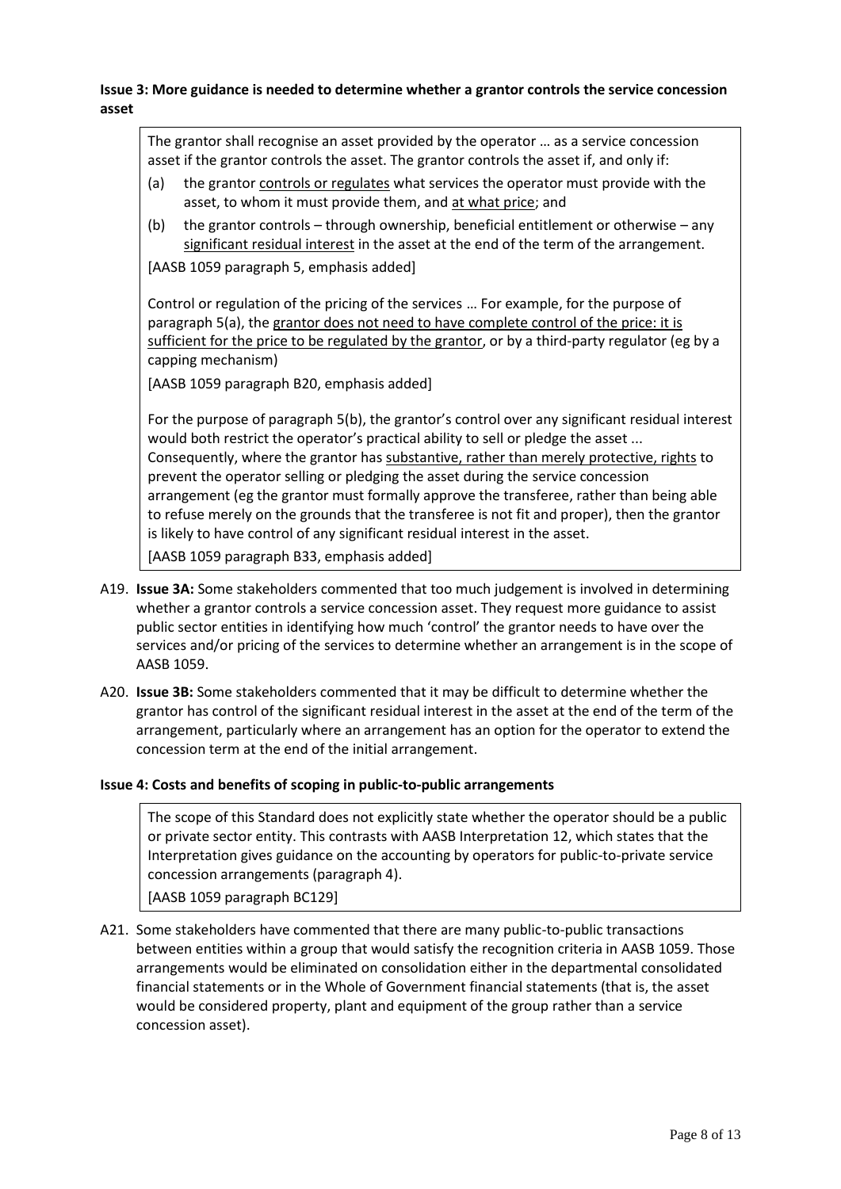**Issue 3: More guidance is needed to determine whether a grantor controls the service concession asset**

> The grantor shall recognise an asset provided by the operator … as a service concession asset if the grantor controls the asset. The grantor controls the asset if, and only if:
>
> (a) the grantor <u>controls or regulates</u> what services the operator must provide with the asset, to whom it must provide them, and <u>at what price</u>; and
>
> (b) the grantor controls – through ownership, beneficial entitlement or otherwise – any <u>significant residual interest</u> in the asset at the end of the term of the arrangement.
>
> [AASB 1059 paragraph 5, emphasis added]
>
> Control or regulation of the pricing of the services … For example, for the purpose of paragraph 5(a), the <u>grantor does not need to have complete control of the price: it is sufficient for the price to be regulated by the grantor</u>, or by a third-party regulator (eg by a capping mechanism)
>
> [AASB 1059 paragraph B20, emphasis added]
>
> For the purpose of paragraph 5(b), the grantor's control over any significant residual interest would both restrict the operator's practical ability to sell or pledge the asset ... Consequently, where the grantor has <u>substantive, rather than merely protective, rights</u> to prevent the operator selling or pledging the asset during the service concession arrangement (eg the grantor must formally approve the transferee, rather than being able to refuse merely on the grounds that the transferee is not fit and proper), then the grantor is likely to have control of any significant residual interest in the asset.
>
> [AASB 1059 paragraph B33, emphasis added]

A19. **Issue 3A:** Some stakeholders commented that too much judgement is involved in determining whether a grantor controls a service concession asset. They request more guidance to assist public sector entities in identifying how much 'control' the grantor needs to have over the services and/or pricing of the services to determine whether an arrangement is in the scope of AASB 1059.

A20. **Issue 3B:** Some stakeholders commented that it may be difficult to determine whether the grantor has control of the significant residual interest in the asset at the end of the term of the arrangement, particularly where an arrangement has an option for the operator to extend the concession term at the end of the initial arrangement.

**Issue 4: Costs and benefits of scoping in public-to-public arrangements**

> The scope of this Standard does not explicitly state whether the operator should be a public or private sector entity. This contrasts with AASB Interpretation 12, which states that the Interpretation gives guidance on the accounting by operators for public-to-private service concession arrangements (paragraph 4).
>
> [AASB 1059 paragraph BC129]

A21. Some stakeholders have commented that there are many public-to-public transactions between entities within a group that would satisfy the recognition criteria in AASB 1059. Those arrangements would be eliminated on consolidation either in the departmental consolidated financial statements or in the Whole of Government financial statements (that is, the asset would be considered property, plant and equipment of the group rather than a service concession asset).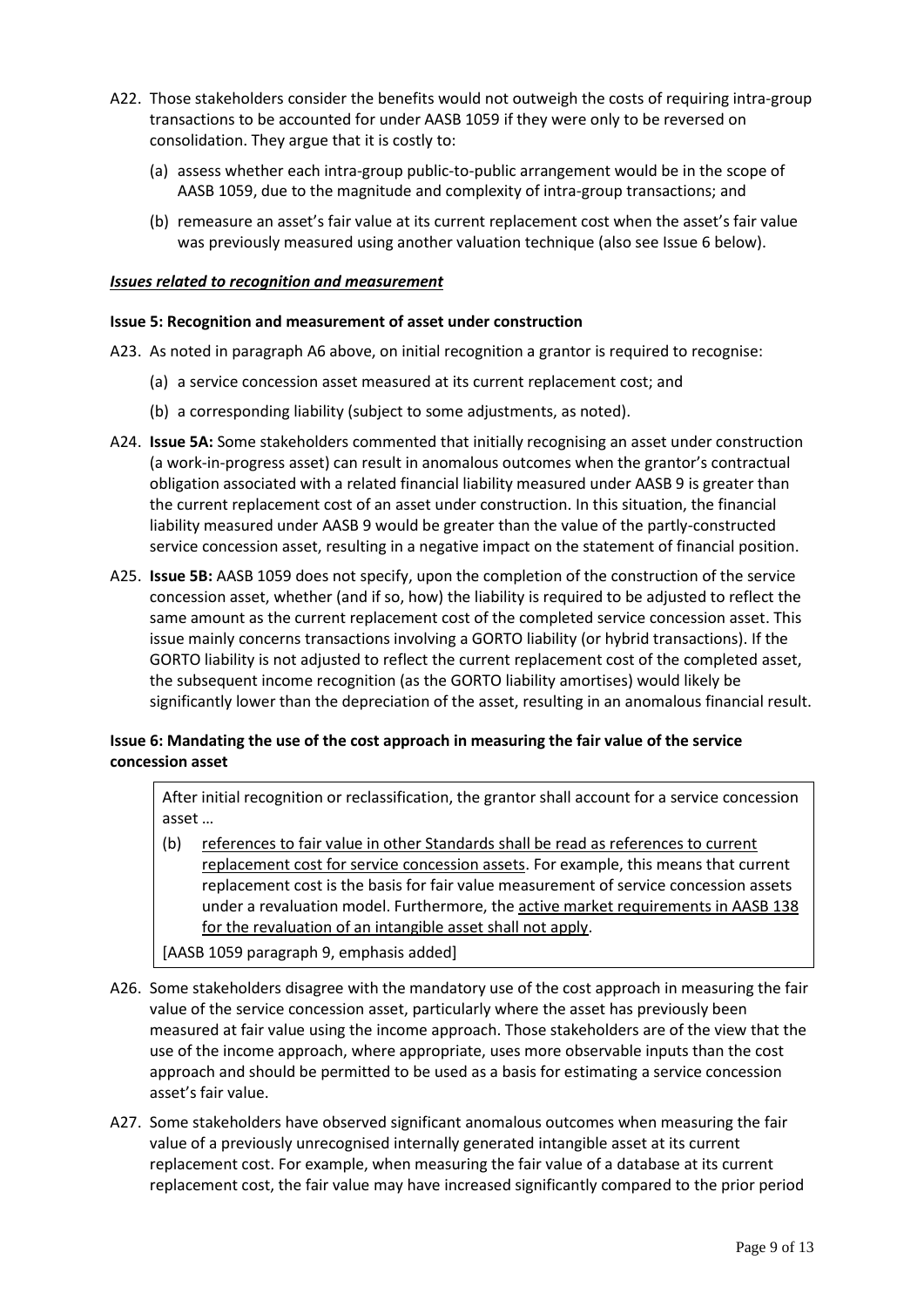A22. Those stakeholders consider the benefits would not outweigh the costs of requiring intra-group transactions to be accounted for under AASB 1059 if they were only to be reversed on consolidation. They argue that it is costly to:

(a) assess whether each intra-group public-to-public arrangement would be in the scope of AASB 1059, due to the magnitude and complexity of intra-group transactions; and

(b) remeasure an asset's fair value at its current replacement cost when the asset's fair value was previously measured using another valuation technique (also see Issue 6 below).

### ***Issues related to recognition and measurement***

**Issue 5: Recognition and measurement of asset under construction**

A23. As noted in paragraph A6 above, on initial recognition a grantor is required to recognise:

(a) a service concession asset measured at its current replacement cost; and

(b) a corresponding liability (subject to some adjustments, as noted).

A24. **Issue 5A:** Some stakeholders commented that initially recognising an asset under construction (a work-in-progress asset) can result in anomalous outcomes when the grantor's contractual obligation associated with a related financial liability measured under AASB 9 is greater than the current replacement cost of an asset under construction. In this situation, the financial liability measured under AASB 9 would be greater than the value of the partly-constructed service concession asset, resulting in a negative impact on the statement of financial position.

A25. **Issue 5B:** AASB 1059 does not specify, upon the completion of the construction of the service concession asset, whether (and if so, how) the liability is required to be adjusted to reflect the same amount as the current replacement cost of the completed service concession asset. This issue mainly concerns transactions involving a GORTO liability (or hybrid transactions). If the GORTO liability is not adjusted to reflect the current replacement cost of the completed asset, the subsequent income recognition (as the GORTO liability amortises) would likely be significantly lower than the depreciation of the asset, resulting in an anomalous financial result.

**Issue 6: Mandating the use of the cost approach in measuring the fair value of the service concession asset**

> After initial recognition or reclassification, the grantor shall account for a service concession asset …
>
> (b) <u>references to fair value in other Standards shall be read as references to current replacement cost for service concession assets</u>. For example, this means that current replacement cost is the basis for fair value measurement of service concession assets under a revaluation model. Furthermore, the <u>active market requirements in AASB 138 for the revaluation of an intangible asset shall not apply</u>.
>
> [AASB 1059 paragraph 9, emphasis added]

A26. Some stakeholders disagree with the mandatory use of the cost approach in measuring the fair value of the service concession asset, particularly where the asset has previously been measured at fair value using the income approach. Those stakeholders are of the view that the use of the income approach, where appropriate, uses more observable inputs than the cost approach and should be permitted to be used as a basis for estimating a service concession asset's fair value.

A27. Some stakeholders have observed significant anomalous outcomes when measuring the fair value of a previously unrecognised internally generated intangible asset at its current replacement cost. For example, when measuring the fair value of a database at its current replacement cost, the fair value may have increased significantly compared to the prior period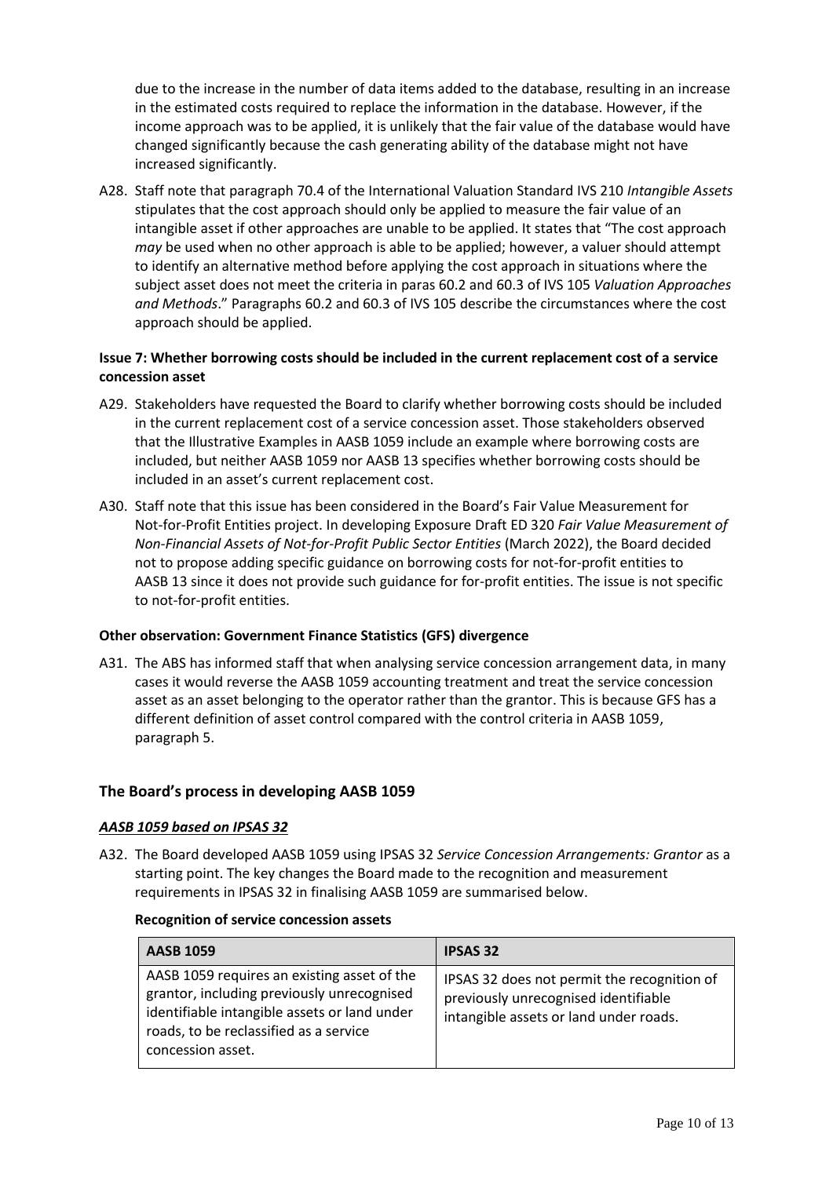due to the increase in the number of data items added to the database, resulting in an increase in the estimated costs required to replace the information in the database. However, if the income approach was to be applied, it is unlikely that the fair value of the database would have changed significantly because the cash generating ability of the database might not have increased significantly.

A28. Staff note that paragraph 70.4 of the International Valuation Standard IVS 210 *Intangible Assets* stipulates that the cost approach should only be applied to measure the fair value of an intangible asset if other approaches are unable to be applied. It states that "The cost approach *may* be used when no other approach is able to be applied; however, a valuer should attempt to identify an alternative method before applying the cost approach in situations where the subject asset does not meet the criteria in paras 60.2 and 60.3 of IVS 105 *Valuation Approaches and Methods*." Paragraphs 60.2 and 60.3 of IVS 105 describe the circumstances where the cost approach should be applied.

**Issue 7: Whether borrowing costs should be included in the current replacement cost of a service concession asset**

A29. Stakeholders have requested the Board to clarify whether borrowing costs should be included in the current replacement cost of a service concession asset. Those stakeholders observed that the Illustrative Examples in AASB 1059 include an example where borrowing costs are included, but neither AASB 1059 nor AASB 13 specifies whether borrowing costs should be included in an asset's current replacement cost.

A30. Staff note that this issue has been considered in the Board's Fair Value Measurement for Not-for-Profit Entities project. In developing Exposure Draft ED 320 *Fair Value Measurement of Non-Financial Assets of Not-for-Profit Public Sector Entities* (March 2022), the Board decided not to propose adding specific guidance on borrowing costs for not-for-profit entities to AASB 13 since it does not provide such guidance for for-profit entities. The issue is not specific to not-for-profit entities.

**Other observation: Government Finance Statistics (GFS) divergence**

A31. The ABS has informed staff that when analysing service concession arrangement data, in many cases it would reverse the AASB 1059 accounting treatment and treat the service concession asset as an asset belonging to the operator rather than the grantor. This is because GFS has a different definition of asset control compared with the control criteria in AASB 1059, paragraph 5.

## The Board's process in developing AASB 1059

### ***AASB 1059 based on IPSAS 32***

A32. The Board developed AASB 1059 using IPSAS 32 *Service Concession Arrangements: Grantor* as a starting point. The key changes the Board made to the recognition and measurement requirements in IPSAS 32 in finalising AASB 1059 are summarised below.

**Recognition of service concession assets**

| AASB 1059 | IPSAS 32 |
|---|---|
| AASB 1059 requires an existing asset of the grantor, including previously unrecognised identifiable intangible assets or land under roads, to be reclassified as a service concession asset. | IPSAS 32 does not permit the recognition of previously unrecognised identifiable intangible assets or land under roads. |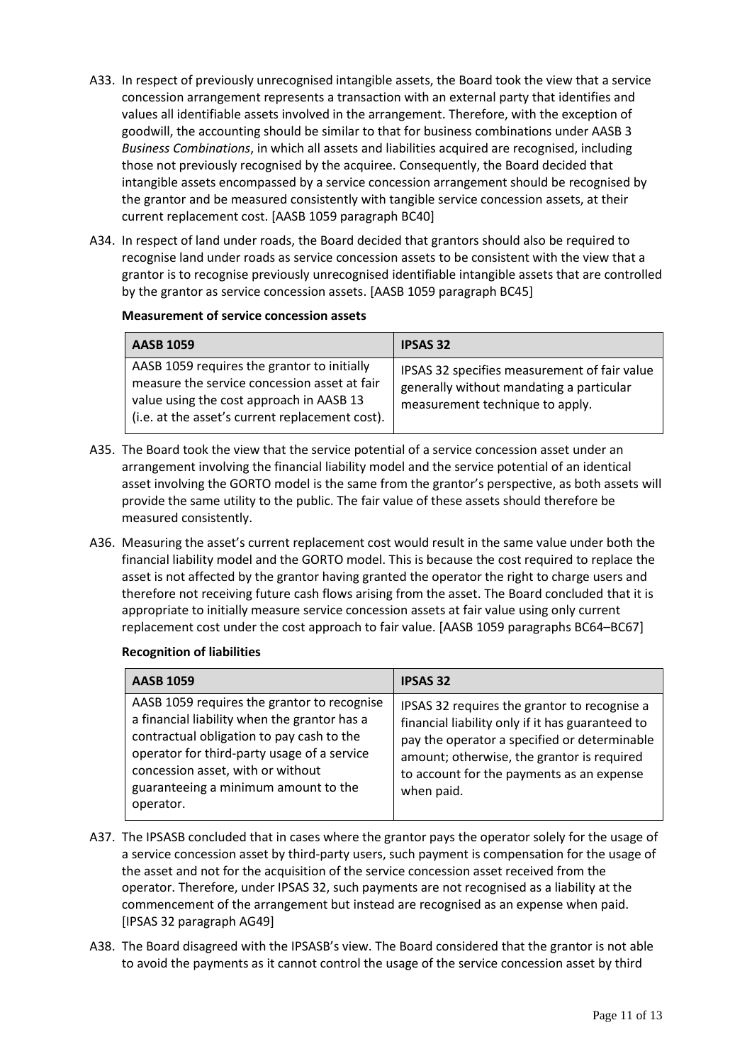A33. In respect of previously unrecognised intangible assets, the Board took the view that a service concession arrangement represents a transaction with an external party that identifies and values all identifiable assets involved in the arrangement. Therefore, with the exception of goodwill, the accounting should be similar to that for business combinations under AASB 3 *Business Combinations*, in which all assets and liabilities acquired are recognised, including those not previously recognised by the acquiree. Consequently, the Board decided that intangible assets encompassed by a service concession arrangement should be recognised by the grantor and be measured consistently with tangible service concession assets, at their current replacement cost. [AASB 1059 paragraph BC40]

A34. In respect of land under roads, the Board decided that grantors should also be required to recognise land under roads as service concession assets to be consistent with the view that a grantor is to recognise previously unrecognised identifiable intangible assets that are controlled by the grantor as service concession assets. [AASB 1059 paragraph BC45]

**Measurement of service concession assets**

| AASB 1059 | IPSAS 32 |
|---|---|
| AASB 1059 requires the grantor to initially measure the service concession asset at fair value using the cost approach in AASB 13 (i.e. at the asset's current replacement cost). | IPSAS 32 specifies measurement of fair value generally without mandating a particular measurement technique to apply. |

A35. The Board took the view that the service potential of a service concession asset under an arrangement involving the financial liability model and the service potential of an identical asset involving the GORTO model is the same from the grantor's perspective, as both assets will provide the same utility to the public. The fair value of these assets should therefore be measured consistently.

A36. Measuring the asset's current replacement cost would result in the same value under both the financial liability model and the GORTO model. This is because the cost required to replace the asset is not affected by the grantor having granted the operator the right to charge users and therefore not receiving future cash flows arising from the asset. The Board concluded that it is appropriate to initially measure service concession assets at fair value using only current replacement cost under the cost approach to fair value. [AASB 1059 paragraphs BC64–BC67]

**Recognition of liabilities**

| AASB 1059 | IPSAS 32 |
|---|---|
| AASB 1059 requires the grantor to recognise a financial liability when the grantor has a contractual obligation to pay cash to the operator for third-party usage of a service concession asset, with or without guaranteeing a minimum amount to the operator. | IPSAS 32 requires the grantor to recognise a financial liability only if it has guaranteed to pay the operator a specified or determinable amount; otherwise, the grantor is required to account for the payments as an expense when paid. |

A37. The IPSASB concluded that in cases where the grantor pays the operator solely for the usage of a service concession asset by third-party users, such payment is compensation for the usage of the asset and not for the acquisition of the service concession asset received from the operator. Therefore, under IPSAS 32, such payments are not recognised as a liability at the commencement of the arrangement but instead are recognised as an expense when paid. [IPSAS 32 paragraph AG49]

A38. The Board disagreed with the IPSASB's view. The Board considered that the grantor is not able to avoid the payments as it cannot control the usage of the service concession asset by third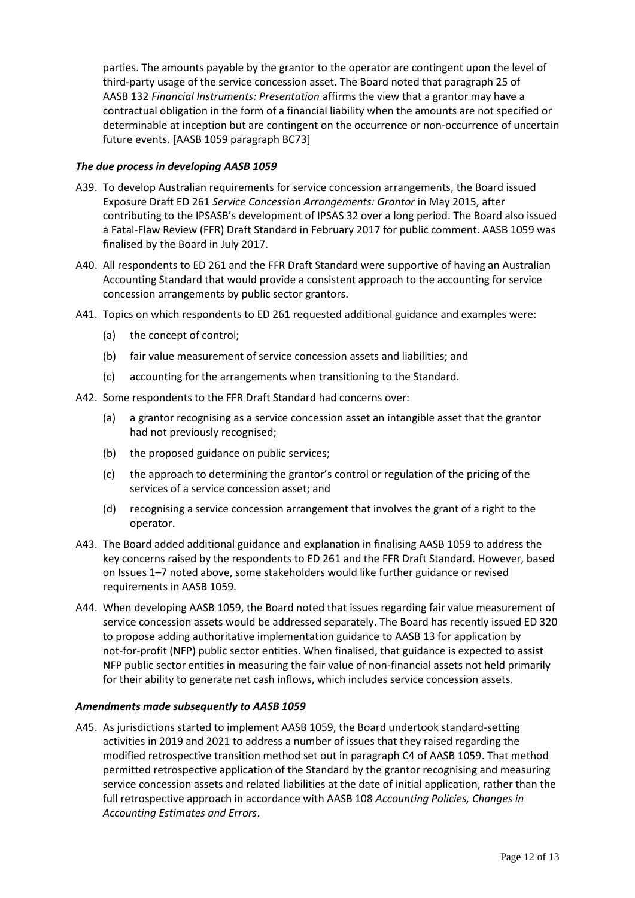parties. The amounts payable by the grantor to the operator are contingent upon the level of third-party usage of the service concession asset. The Board noted that paragraph 25 of AASB 132 *Financial Instruments: Presentation* affirms the view that a grantor may have a contractual obligation in the form of a financial liability when the amounts are not specified or determinable at inception but are contingent on the occurrence or non-occurrence of uncertain future events. [AASB 1059 paragraph BC73]

***The due process in developing AASB 1059***

A39. To develop Australian requirements for service concession arrangements, the Board issued Exposure Draft ED 261 *Service Concession Arrangements: Grantor* in May 2015, after contributing to the IPSASB's development of IPSAS 32 over a long period. The Board also issued a Fatal-Flaw Review (FFR) Draft Standard in February 2017 for public comment. AASB 1059 was finalised by the Board in July 2017.

A40. All respondents to ED 261 and the FFR Draft Standard were supportive of having an Australian Accounting Standard that would provide a consistent approach to the accounting for service concession arrangements by public sector grantors.

A41. Topics on which respondents to ED 261 requested additional guidance and examples were:

(a) the concept of control;

(b) fair value measurement of service concession assets and liabilities; and

(c) accounting for the arrangements when transitioning to the Standard.

A42. Some respondents to the FFR Draft Standard had concerns over:

(a) a grantor recognising as a service concession asset an intangible asset that the grantor had not previously recognised;

(b) the proposed guidance on public services;

(c) the approach to determining the grantor's control or regulation of the pricing of the services of a service concession asset; and

(d) recognising a service concession arrangement that involves the grant of a right to the operator.

A43. The Board added additional guidance and explanation in finalising AASB 1059 to address the key concerns raised by the respondents to ED 261 and the FFR Draft Standard. However, based on Issues 1–7 noted above, some stakeholders would like further guidance or revised requirements in AASB 1059.

A44. When developing AASB 1059, the Board noted that issues regarding fair value measurement of service concession assets would be addressed separately. The Board has recently issued ED 320 to propose adding authoritative implementation guidance to AASB 13 for application by not-for-profit (NFP) public sector entities. When finalised, that guidance is expected to assist NFP public sector entities in measuring the fair value of non-financial assets not held primarily for their ability to generate net cash inflows, which includes service concession assets.

***Amendments made subsequently to AASB 1059***

A45. As jurisdictions started to implement AASB 1059, the Board undertook standard-setting activities in 2019 and 2021 to address a number of issues that they raised regarding the modified retrospective transition method set out in paragraph C4 of AASB 1059. That method permitted retrospective application of the Standard by the grantor recognising and measuring service concession assets and related liabilities at the date of initial application, rather than the full retrospective approach in accordance with AASB 108 *Accounting Policies, Changes in Accounting Estimates and Errors*.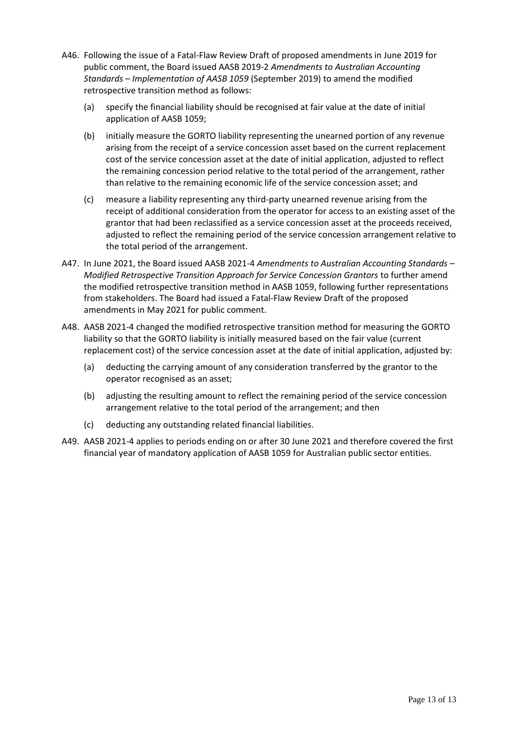A46. Following the issue of a Fatal-Flaw Review Draft of proposed amendments in June 2019 for public comment, the Board issued AASB 2019-2 *Amendments to Australian Accounting Standards – Implementation of AASB 1059* (September 2019) to amend the modified retrospective transition method as follows:

(a) specify the financial liability should be recognised at fair value at the date of initial application of AASB 1059;

(b) initially measure the GORTO liability representing the unearned portion of any revenue arising from the receipt of a service concession asset based on the current replacement cost of the service concession asset at the date of initial application, adjusted to reflect the remaining concession period relative to the total period of the arrangement, rather than relative to the remaining economic life of the service concession asset; and

(c) measure a liability representing any third-party unearned revenue arising from the receipt of additional consideration from the operator for access to an existing asset of the grantor that had been reclassified as a service concession asset at the proceeds received, adjusted to reflect the remaining period of the service concession arrangement relative to the total period of the arrangement.

A47. In June 2021, the Board issued AASB 2021-4 *Amendments to Australian Accounting Standards – Modified Retrospective Transition Approach for Service Concession Grantors* to further amend the modified retrospective transition method in AASB 1059, following further representations from stakeholders. The Board had issued a Fatal-Flaw Review Draft of the proposed amendments in May 2021 for public comment.

A48. AASB 2021-4 changed the modified retrospective transition method for measuring the GORTO liability so that the GORTO liability is initially measured based on the fair value (current replacement cost) of the service concession asset at the date of initial application, adjusted by:

(a) deducting the carrying amount of any consideration transferred by the grantor to the operator recognised as an asset;

(b) adjusting the resulting amount to reflect the remaining period of the service concession arrangement relative to the total period of the arrangement; and then

(c) deducting any outstanding related financial liabilities.

A49. AASB 2021-4 applies to periods ending on or after 30 June 2021 and therefore covered the first financial year of mandatory application of AASB 1059 for Australian public sector entities.